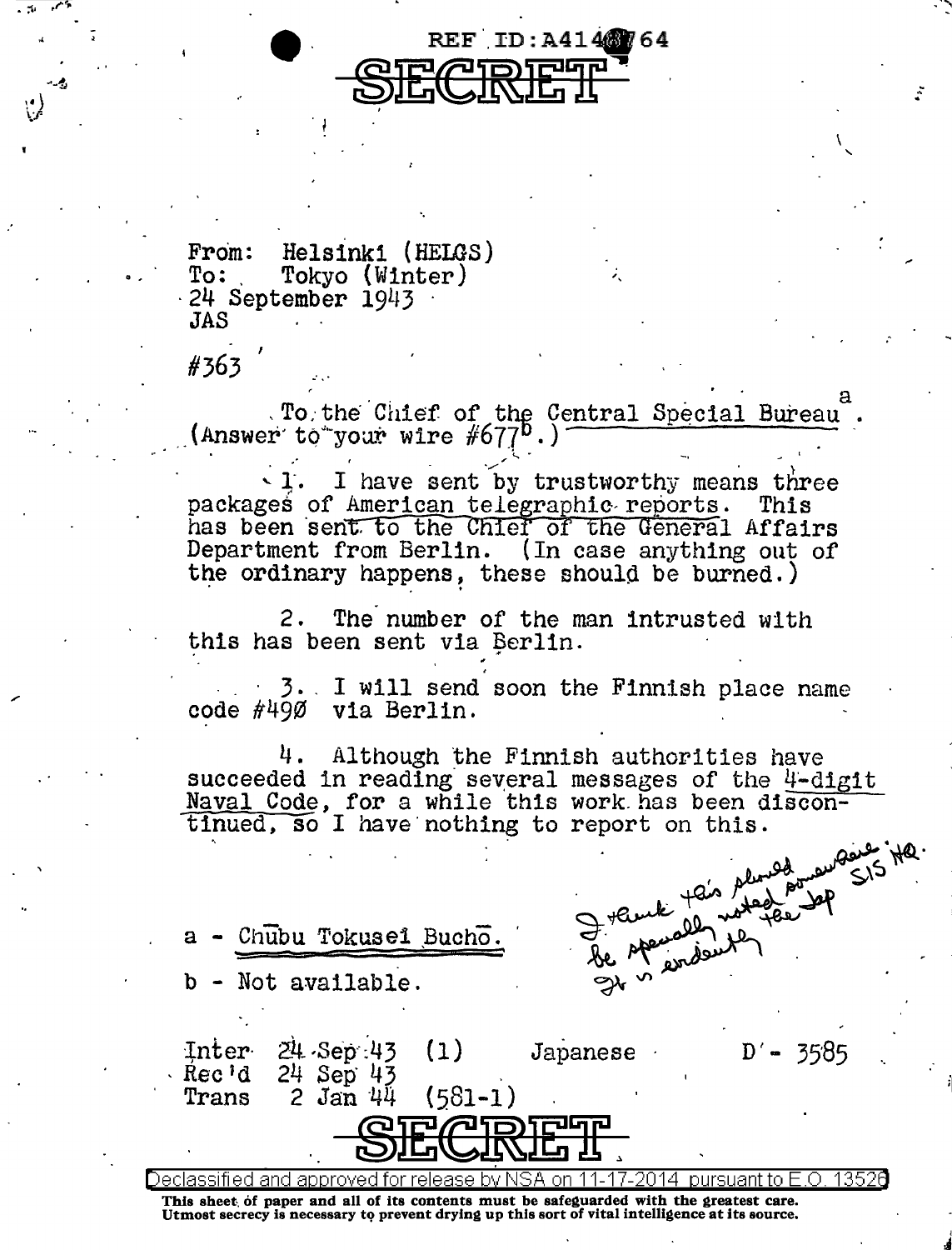REF ID:A414 64

SECRET

From: Helsinki (HELGS)
To: Tokyo (Winter)
24 September 1943
JAS

#363

To the Chief of the Central Special Bureau[a]. (Answer to your wire #677[b].)

1. I have sent by trustworthy means three packages of American telegraphic reports. This has been sent to the Chief of the General Affairs Department from Berlin. (In case anything out of the ordinary happens, these should be burned.)

2. The number of the man intrusted with this has been sent via Berlin.

3. I will send soon the Finnish place name code #490 via Berlin.

4. Although the Finnish authorities have succeeded in reading several messages of the 4-digit Naval Code, for a while this work has been discontinued, so I have nothing to report on this.

I think this should be specially noted somewhere. SIS HQ. It is evidently the Jap

a - Chūbu Tokusei Buchō.

b - Not available.

Inter 24 Sep 43 (1) Japanese D - 3585
Rec'd 24 Sep 43
Trans 2 Jan 44 (581-1)

SECRET

Declassified and approved for release by NSA on 11-17-2014 pursuant to E.O. 13526

This sheet of paper and all of its contents must be safeguarded with the greatest care. Utmost secrecy is necessary to prevent drying up this sort of vital intelligence at its source.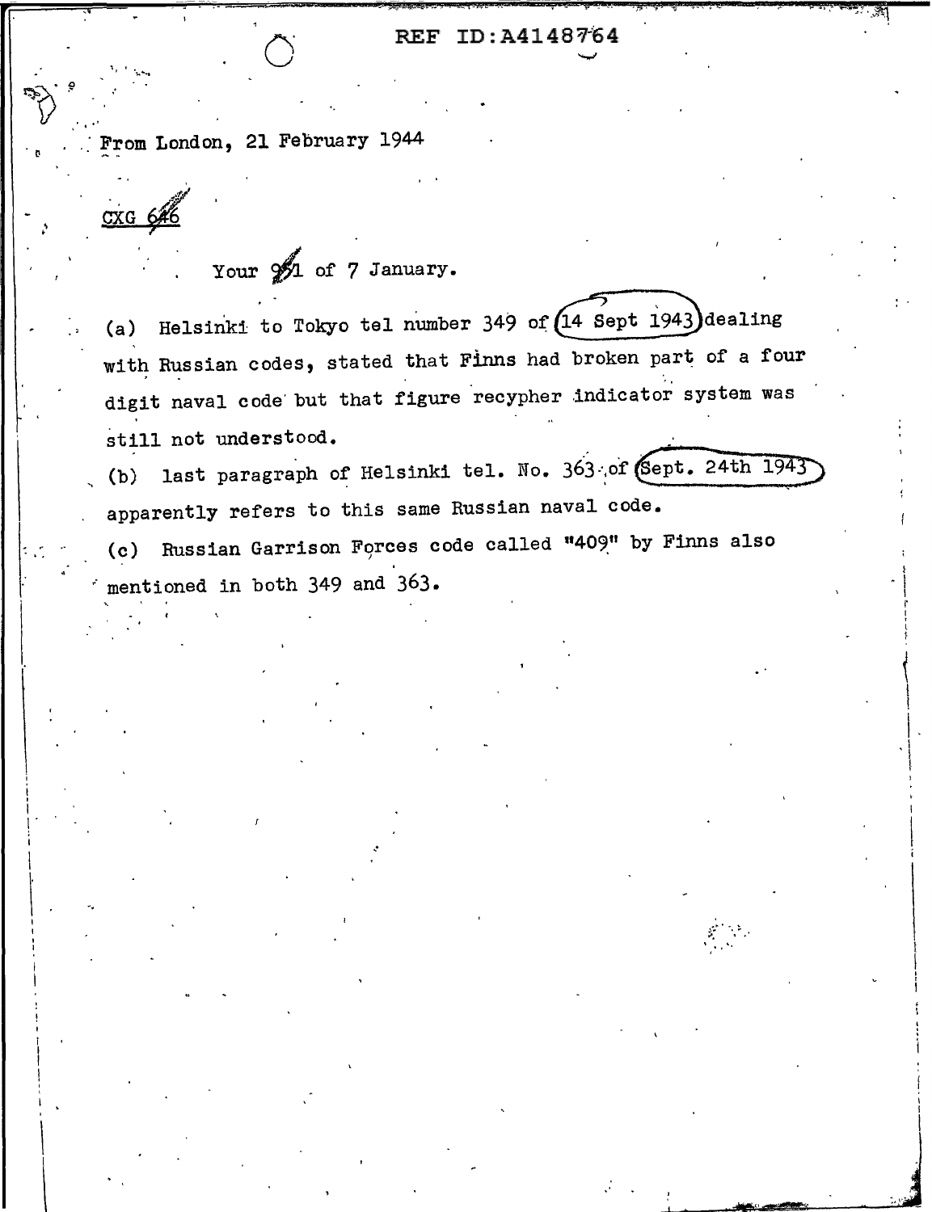REF ID:A4148764

From London, 21 February 1944

CXG 646

Your 951 of 7 January.

(a) Helsinki to Tokyo tel number 349 of (14 Sept 1943) dealing with Russian codes, stated that Finns had broken part of a four digit naval code but that figure recypher indicator system was still not understood.

(b) last paragraph of Helsinki tel. No. 363 of (Sept. 24th 1943) apparently refers to this same Russian naval code.

(c) Russian Garrison Forces code called "409" by Finns also mentioned in both 349 and 363.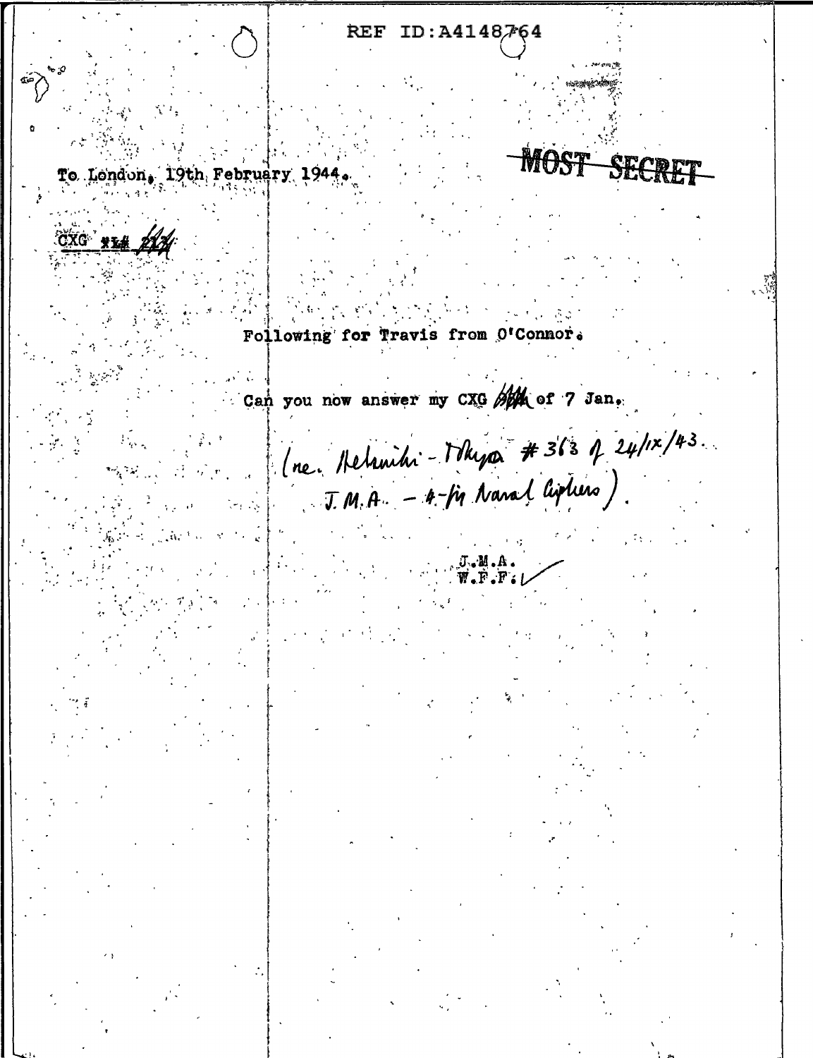REF ID:A4148764

To London, 19th February 1944.

**MOST SECRET**

CXG ~~#1#~~ 21~~3~~

Following for Travis from O'Connor.

Can you now answer my CXG ~~###~~ of 7 Jan.

(re. Helsinki - Tokyo #363 of 24/IX/43.
J.M.A. - 4-fig Naval Ciphers).

J.M.A.
W.F.F. ✓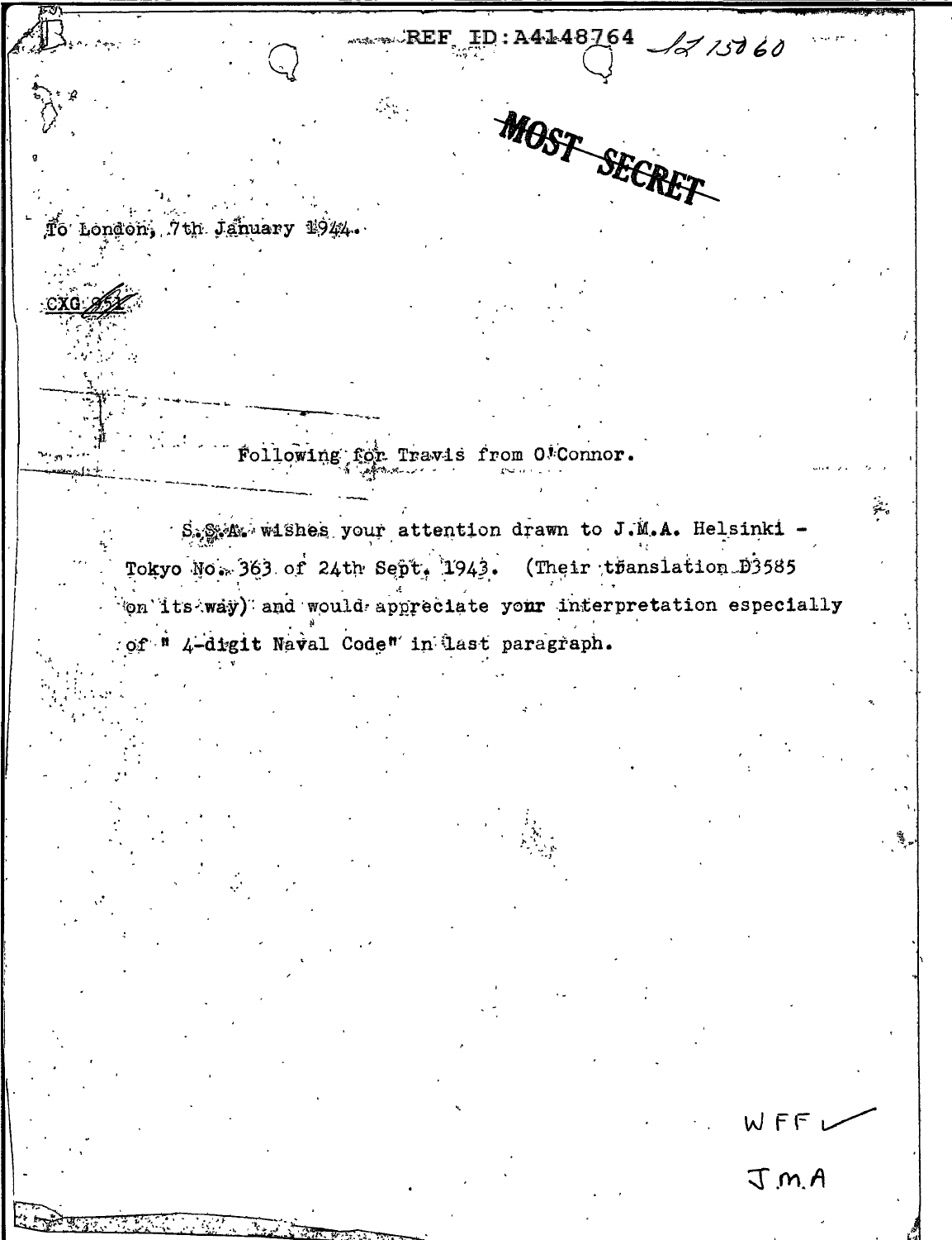REF ID:A4148764 12 15060

MOST SECRET

To London, 7th January 1944.

CXG 951

Following for Travis from O'Connor.

S.S.A. wishes your attention drawn to J.M.A. Helsinki - Tokyo No. 363 of 24th Sept. 1943. (Their translation D3585 on its way) and would appreciate your interpretation especially of " 4-digit Naval Code" in last paragraph.

WFF

J.M.A